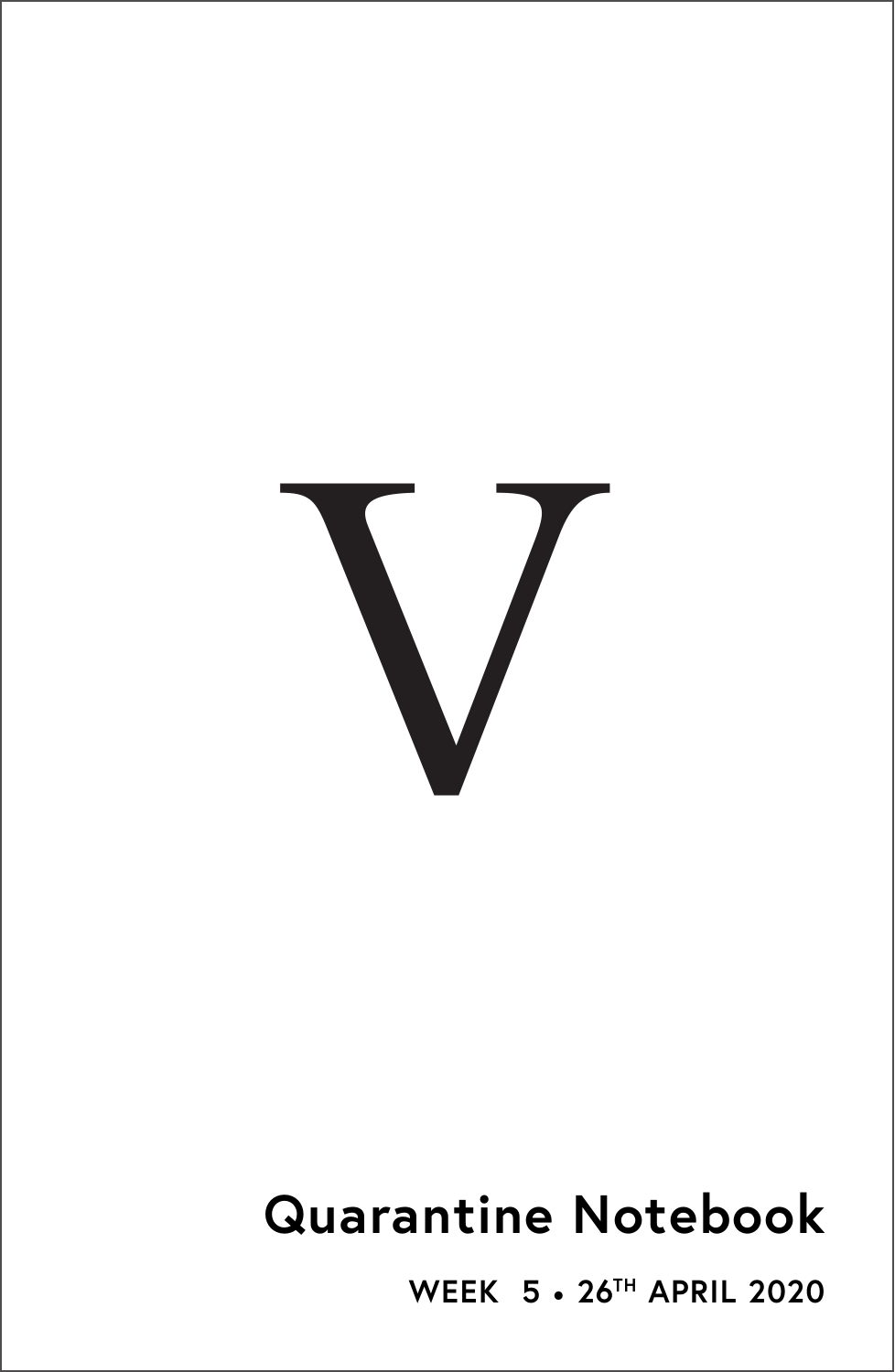# V

## Quarantine Notebook

WEEK 5 • 26TH APRIL 2020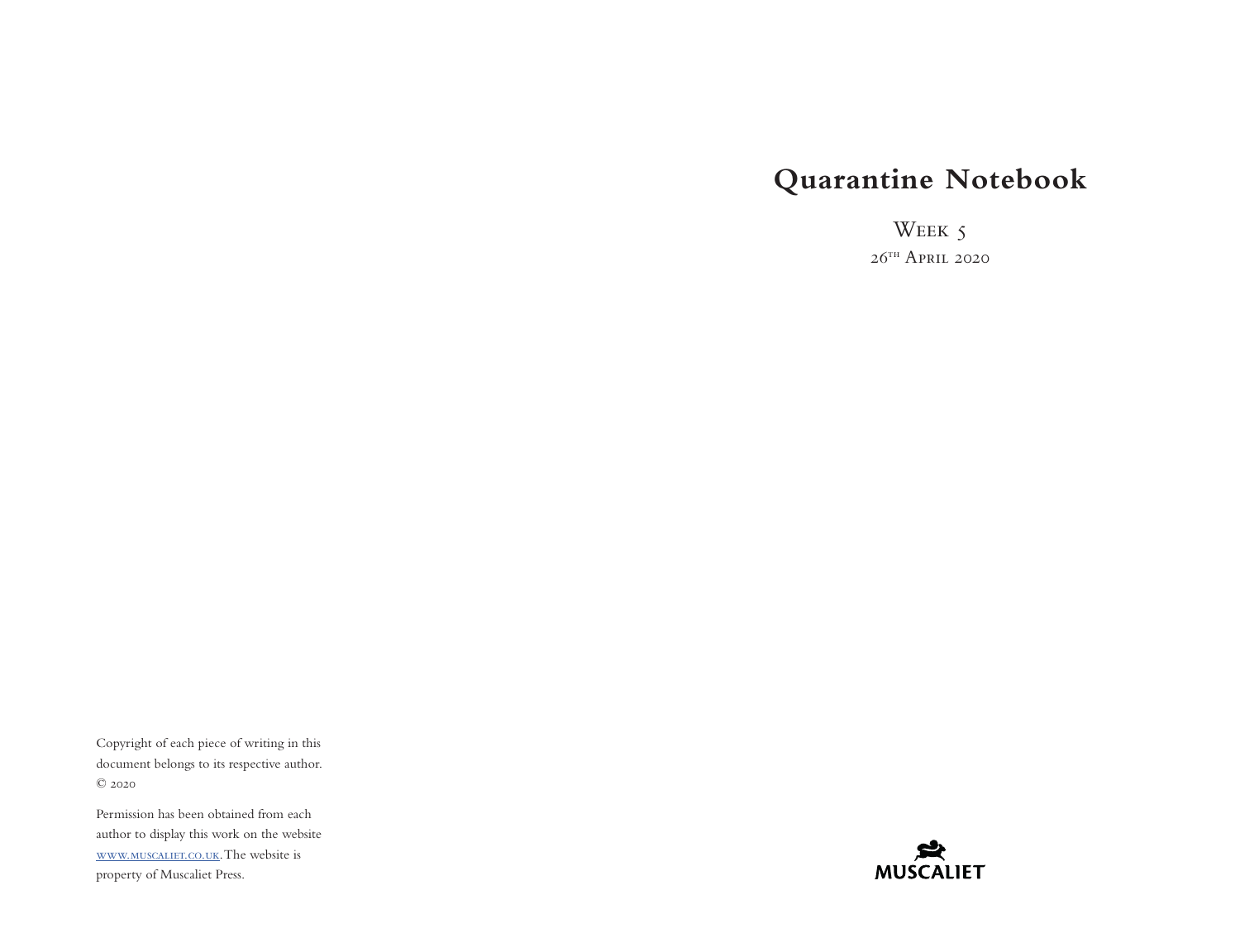Copyright of each piece of writing in this document belongs to its respective author. © 2020

Permission has been obtained from each author to display this work on the website www.muscaliet.co.uk. The website is property of Muscaliet Press.

# Quarantine Notebook

Week 5

26th April 2020

MUSCALIET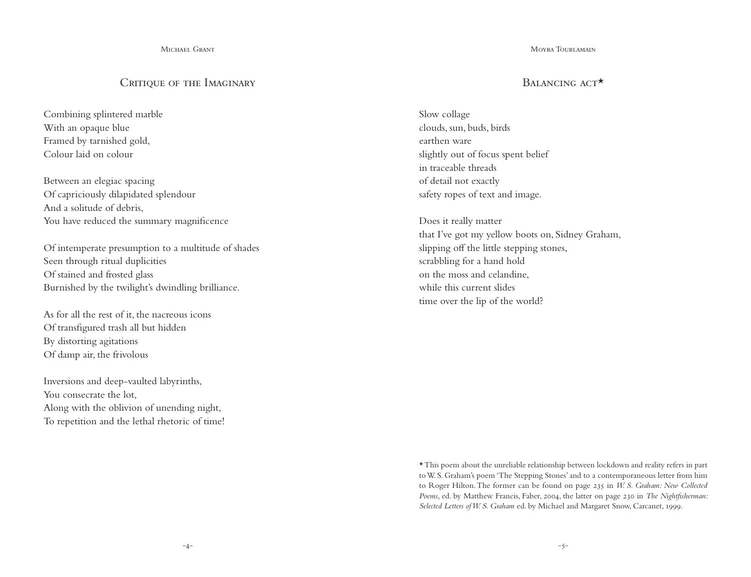## Critique of the Imaginary

Michael Grant

Combining splintered marble
With an opaque blue
Framed by tarnished gold,
Colour laid on colour

Between an elegiac spacing
Of capriciously dilapidated splendour
And a solitude of debris,
You have reduced the summary magnificence

Of intemperate presumption to a multitude of shades
Seen through ritual duplicities
Of stained and frosted glass
Burnished by the twilight's dwindling brilliance.

As for all the rest of it, the nacreous icons
Of transfigured trash all but hidden
By distorting agitations
Of damp air, the frivolous

Inversions and deep-vaulted labyrinths,
You consecrate the lot,
Along with the oblivion of unending night,
To repetition and the lethal rhetoric of time!

## Balancing act*

Moyra Tourlamain

Slow collage
clouds, sun, buds, birds
earthen ware
slightly out of focus spent belief
in traceable threads
of detail not exactly
safety ropes of text and image.

Does it really matter
that I've got my yellow boots on, Sidney Graham,
slipping off the little stepping stones,
scrabbling for a hand hold
on the moss and celandine,
while this current slides
time over the lip of the world?

* This poem about the unreliable relationship between lockdown and reality refers in part to W. S. Graham's poem 'The Stepping Stones' and to a contemporaneous letter from him to Roger Hilton. The former can be found on page 235 in *W. S. Graham: New Collected Poems*, ed. by Matthew Francis, Faber, 2004, the latter on page 230 in *The Nightfisherman: Selected Letters of W. S. Graham* ed. by Michael and Margaret Snow, Carcanet, 1999.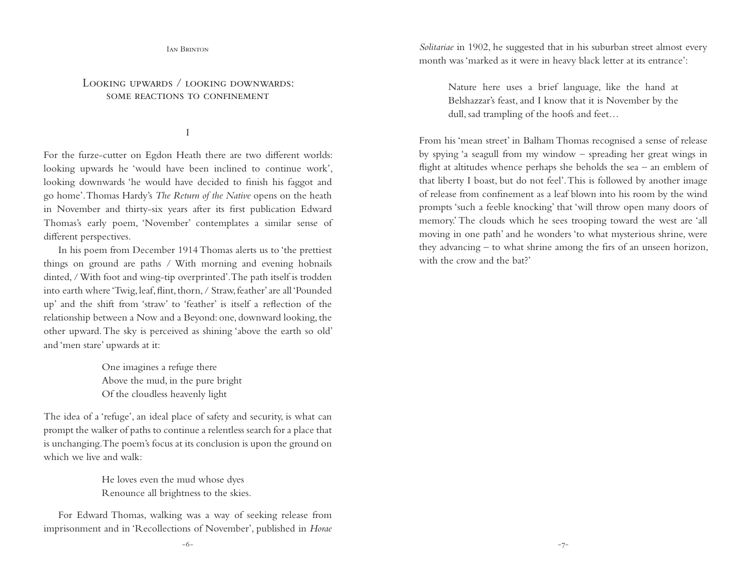## Looking upwards / looking downwards: some reactions to confinement

I

For the furze-cutter on Egdon Heath there are two different worlds: looking upwards he 'would have been inclined to continue work', looking downwards 'he would have decided to finish his faggot and go home'. Thomas Hardy's *The Return of the Native* opens on the heath in November and thirty-six years after its first publication Edward Thomas's early poem, 'November' contemplates a similar sense of different perspectives.

In his poem from December 1914 Thomas alerts us to 'the prettiest things on ground are paths / With morning and evening hobnails dinted, / With foot and wing-tip overprinted'. The path itself is trodden into earth where 'Twig, leaf, flint, thorn, / Straw, feather' are all 'Pounded up' and the shift from 'straw' to 'feather' is itself a reflection of the relationship between a Now and a Beyond: one, downward looking, the other upward. The sky is perceived as shining 'above the earth so old' and 'men stare' upwards at it:

> One imagines a refuge there
> Above the mud, in the pure bright
> Of the cloudless heavenly light

The idea of a 'refuge', an ideal place of safety and security, is what can prompt the walker of paths to continue a relentless search for a place that is unchanging. The poem's focus at its conclusion is upon the ground on which we live and walk:

> He loves even the mud whose dyes
> Renounce all brightness to the skies.

For Edward Thomas, walking was a way of seeking release from imprisonment and in 'Recollections of November', published in *Horae Solitariae* in 1902, he suggested that in his suburban street almost every month was 'marked as it were in heavy black letter at its entrance':

> Nature here uses a brief language, like the hand at Belshazzar's feast, and I know that it is November by the dull, sad trampling of the hoofs and feet…

From his 'mean street' in Balham Thomas recognised a sense of release by spying 'a seagull from my window – spreading her great wings in flight at altitudes whence perhaps she beholds the sea – an emblem of that liberty I boast, but do not feel'. This is followed by another image of release from confinement as a leaf blown into his room by the wind prompts 'such a feeble knocking' that 'will throw open many doors of memory.' The clouds which he sees trooping toward the west are 'all moving in one path' and he wonders 'to what mysterious shrine, were they advancing – to what shrine among the firs of an unseen horizon, with the crow and the bat?'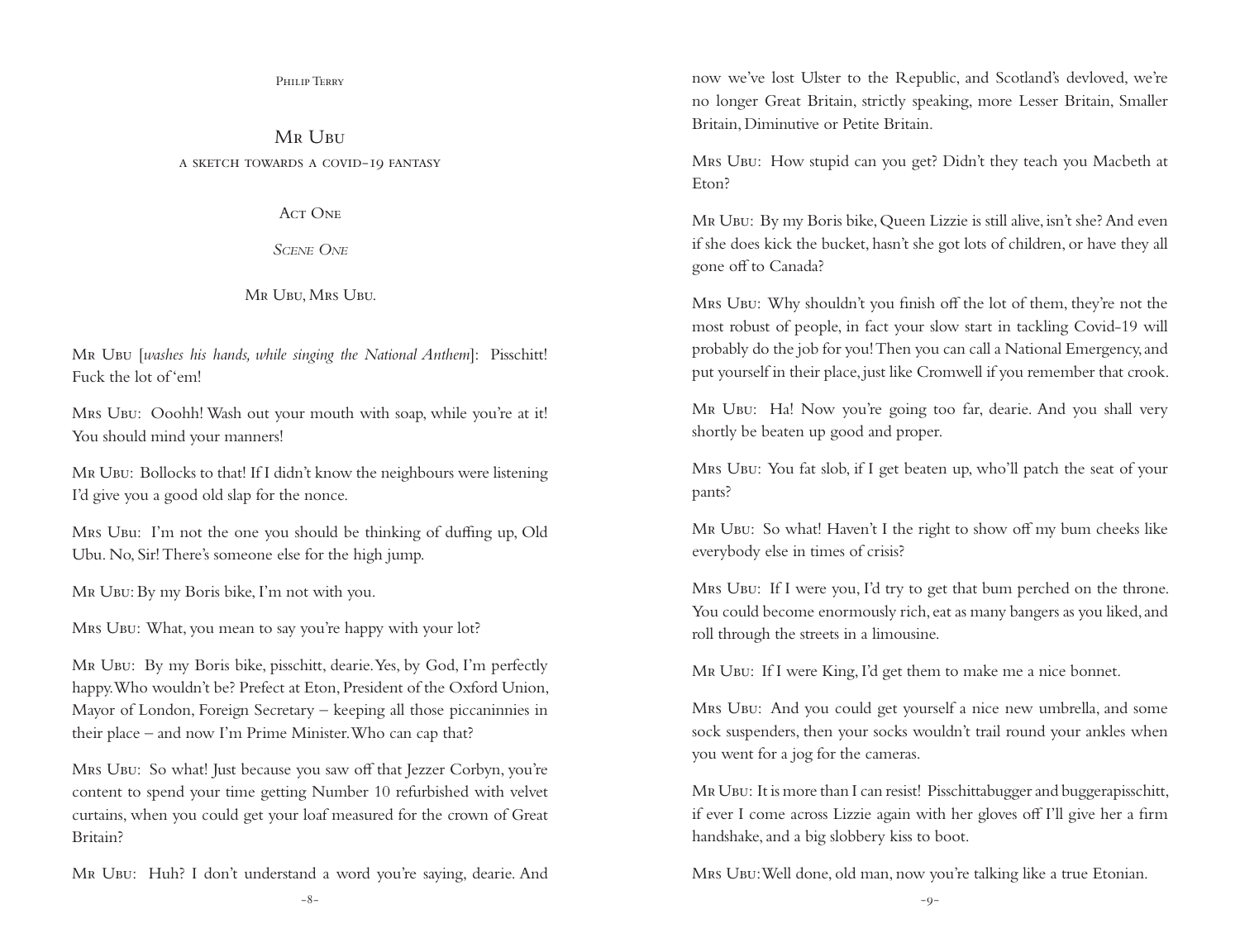# Mr Ubu

## a sketch towards a covid-19 fantasy

### Act One

#### *Scene One*

Mr Ubu, Mrs Ubu.

Mr Ubu [*washes his hands, while singing the National Anthem*]: Pisschitt! Fuck the lot of 'em!

Mrs Ubu: Ooohh! Wash out your mouth with soap, while you're at it! You should mind your manners!

Mr Ubu: Bollocks to that! If I didn't know the neighbours were listening I'd give you a good old slap for the nonce.

Mrs Ubu: I'm not the one you should be thinking of duffing up, Old Ubu. No, Sir! There's someone else for the high jump.

Mr Ubu: By my Boris bike, I'm not with you.

Mrs Ubu: What, you mean to say you're happy with your lot?

Mr Ubu: By my Boris bike, pisschitt, dearie. Yes, by God, I'm perfectly happy. Who wouldn't be? Prefect at Eton, President of the Oxford Union, Mayor of London, Foreign Secretary – keeping all those piccaninnies in their place – and now I'm Prime Minister. Who can cap that?

Mrs Ubu: So what! Just because you saw off that Jezzer Corbyn, you're content to spend your time getting Number 10 refurbished with velvet curtains, when you could get your loaf measured for the crown of Great Britain?

Mr Ubu: Huh? I don't understand a word you're saying, dearie. And now we've lost Ulster to the Republic, and Scotland's devloved, we're no longer Great Britain, strictly speaking, more Lesser Britain, Smaller Britain, Diminutive or Petite Britain.

Mrs Ubu: How stupid can you get? Didn't they teach you Macbeth at Eton?

Mr Ubu: By my Boris bike, Queen Lizzie is still alive, isn't she? And even if she does kick the bucket, hasn't she got lots of children, or have they all gone off to Canada?

Mrs Ubu: Why shouldn't you finish off the lot of them, they're not the most robust of people, in fact your slow start in tackling Covid-19 will probably do the job for you! Then you can call a National Emergency, and put yourself in their place, just like Cromwell if you remember that crook.

Mr Ubu: Ha! Now you're going too far, dearie. And you shall very shortly be beaten up good and proper.

Mrs Ubu: You fat slob, if I get beaten up, who'll patch the seat of your pants?

Mr Ubu: So what! Haven't I the right to show off my bum cheeks like everybody else in times of crisis?

Mrs Ubu: If I were you, I'd try to get that bum perched on the throne. You could become enormously rich, eat as many bangers as you liked, and roll through the streets in a limousine.

Mr Ubu: If I were King, I'd get them to make me a nice bonnet.

Mrs Ubu: And you could get yourself a nice new umbrella, and some sock suspenders, then your socks wouldn't trail round your ankles when you went for a jog for the cameras.

Mr Ubu: It is more than I can resist! Pisschittabugger and buggerapisschitt, if ever I come across Lizzie again with her gloves off I'll give her a firm handshake, and a big slobbery kiss to boot.

Mrs Ubu: Well done, old man, now you're talking like a true Etonian.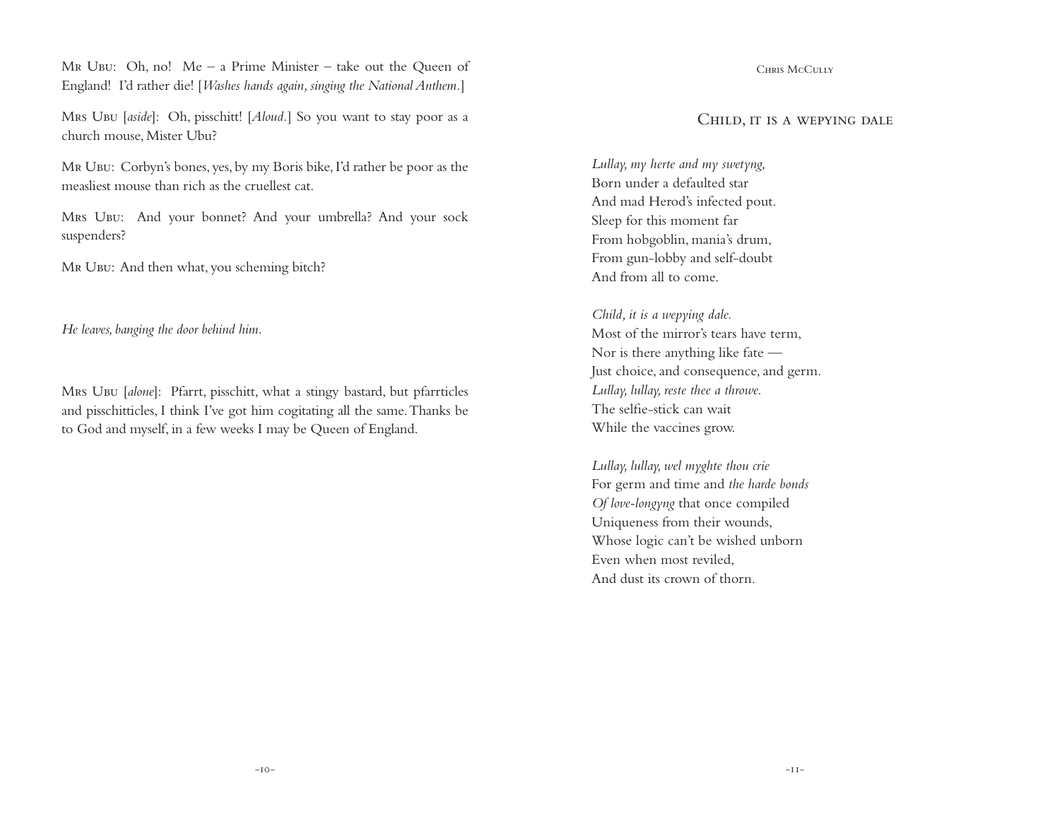Mr Ubu: Oh, no! Me – a Prime Minister – take out the Queen of England! I'd rather die! [*Washes hands again, singing the National Anthem.*]

Mrs Ubu [*aside*]: Oh, pisschitt! [*Aloud.*] So you want to stay poor as a church mouse, Mister Ubu?

Mr Ubu: Corbyn's bones, yes, by my Boris bike, I'd rather be poor as the measliest mouse than rich as the cruellest cat.

Mrs Ubu: And your bonnet? And your umbrella? And your sock suspenders?

Mr Ubu: And then what, you scheming bitch?

*He leaves, banging the door behind him.*

Mrs Ubu [*alone*]: Pfarrt, pisschitt, what a stingy bastard, but pfarrticles and pisschitticles, I think I've got him cogitating all the same. Thanks be to God and myself, in a few weeks I may be Queen of England.

Chris McCully

## Child, it is a wepying dale

*Lullay, my herte and my swetyng,*
Born under a defaulted star
And mad Herod's infected pout.
Sleep for this moment far
From hobgoblin, mania's drum,
From gun-lobby and self-doubt
And from all to come.

*Child, it is a wepying dale.*
Most of the mirror's tears have term,
Nor is there anything like fate —
Just choice, and consequence, and germ.
*Lullay, lullay, reste thee a throwe.*
The selfie-stick can wait
While the vaccines grow.

*Lullay, lullay, wel myghte thou crie*
For germ and time and *the harde bonds*
*Of love-longyng* that once compiled
Uniqueness from their wounds,
Whose logic can't be wished unborn
Even when most reviled,
And dust its crown of thorn.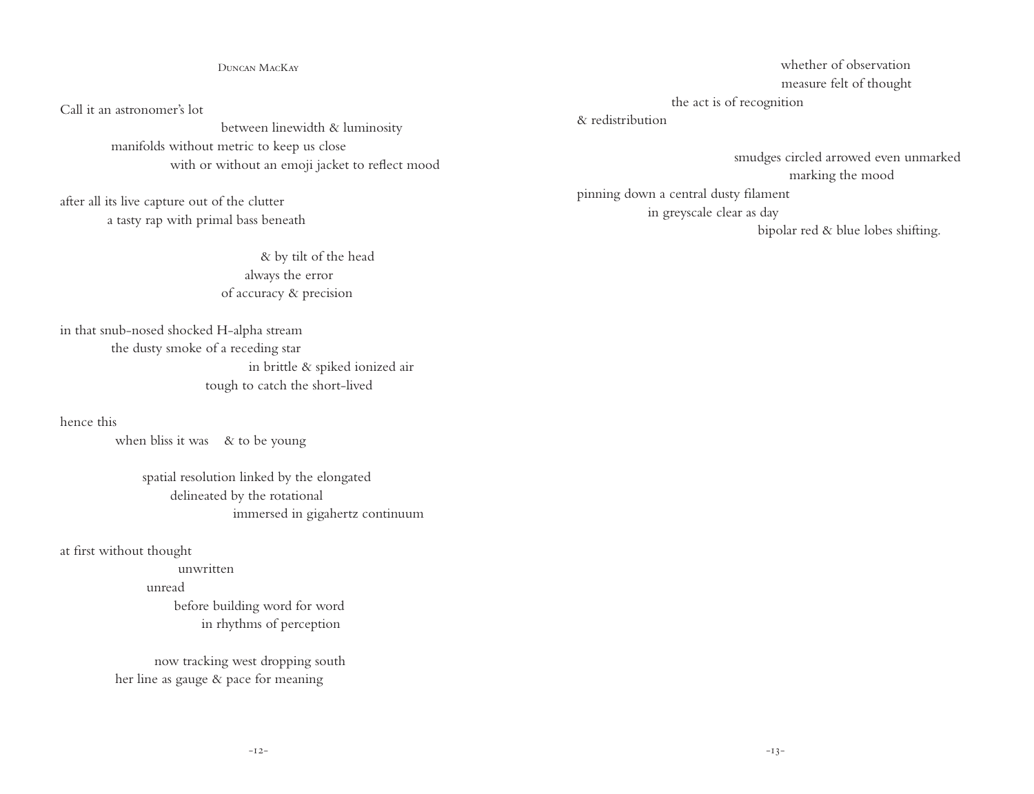Call it an astronomer's lot
between linewidth & luminosity
manifolds without metric to keep us close
with or without an emoji jacket to reflect mood

after all its live capture out of the clutter
a tasty rap with primal bass beneath

& by tilt of the head
always the error
of accuracy & precision

in that snub-nosed shocked H-alpha stream
the dusty smoke of a receding star
in brittle & spiked ionized air
tough to catch the short-lived

hence this
when bliss it was &nbsp;&nbsp; & to be young

spatial resolution linked by the elongated
delineated by the rotational
immersed in gigahertz continuum

at first without thought
unwritten
unread
before building word for word
in rhythms of perception

now tracking west dropping south
her line as gauge & pace for meaning

whether of observation
measure felt of thought
the act is of recognition
& redistribution

smudges circled arrowed even unmarked
marking the mood
pinning down a central dusty filament
in greyscale clear as day
bipolar red & blue lobes shifting.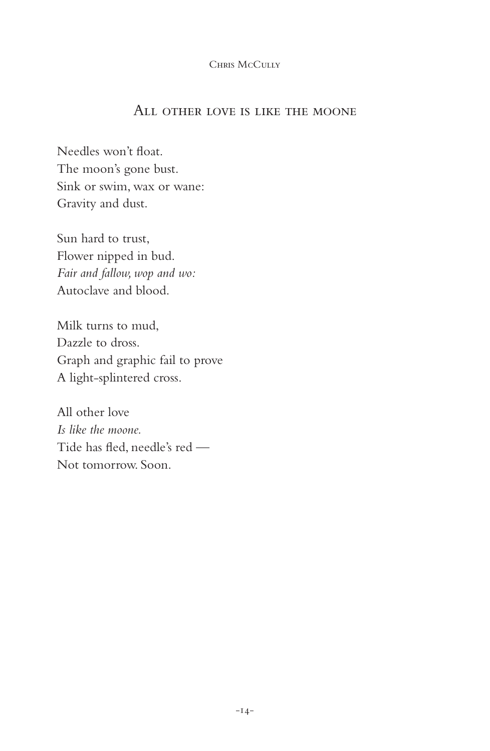Chris McCully

## All other love is like the moone

Needles won't float.  
The moon's gone bust.  
Sink or swim, wax or wane:  
Gravity and dust.

Sun hard to trust,  
Flower nipped in bud.  
*Fair and fallow, wop and wo:*  
Autoclave and blood.

Milk turns to mud,  
Dazzle to dross.  
Graph and graphic fail to prove  
A light-splintered cross.

All other love  
*Is like the moone.*  
Tide has fled, needle's red —  
Not tomorrow. Soon.